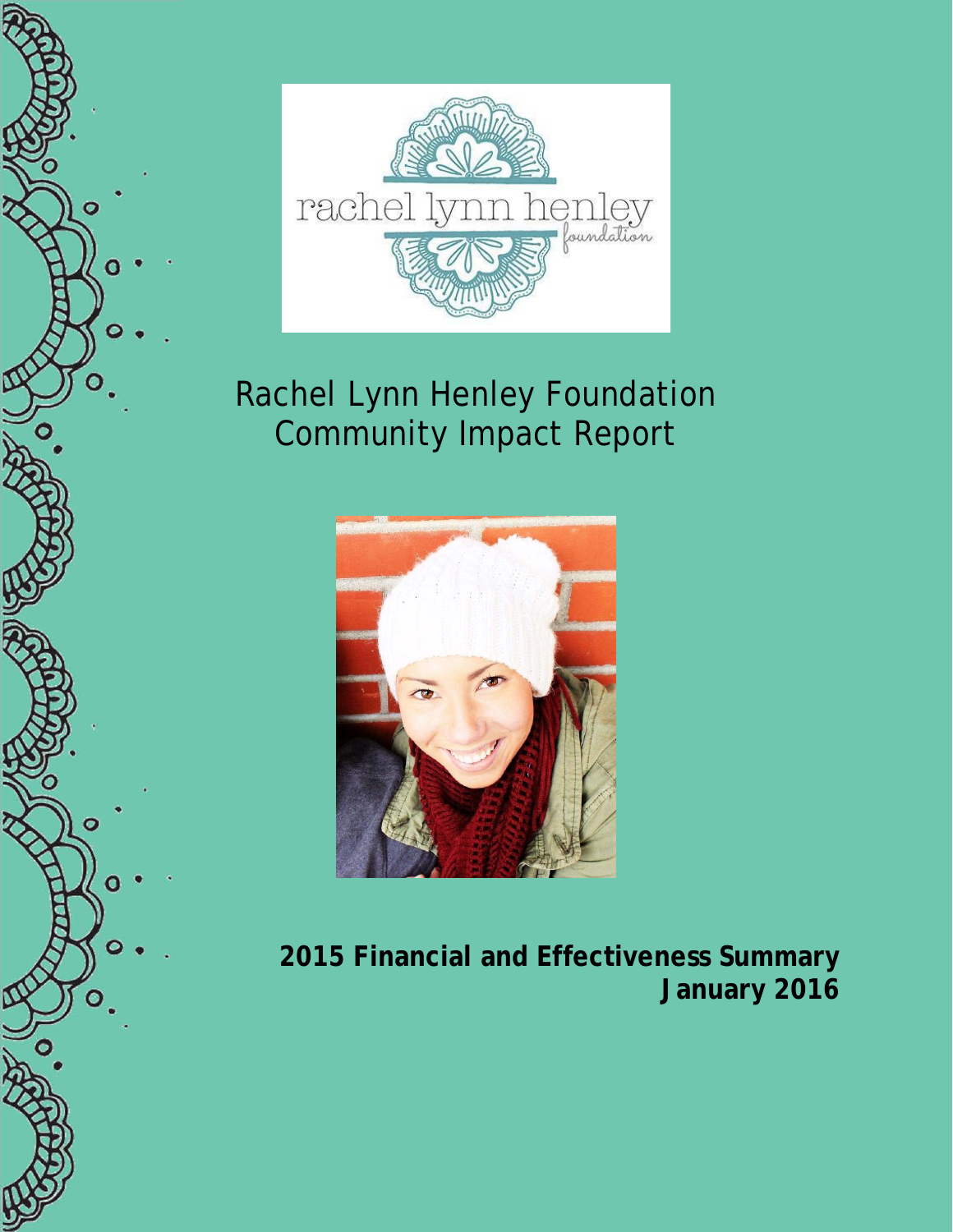# Rachel Lynn Henley Foundation Community Impact Report

**2015 Financial and Effectiveness Summary**
**January 2016**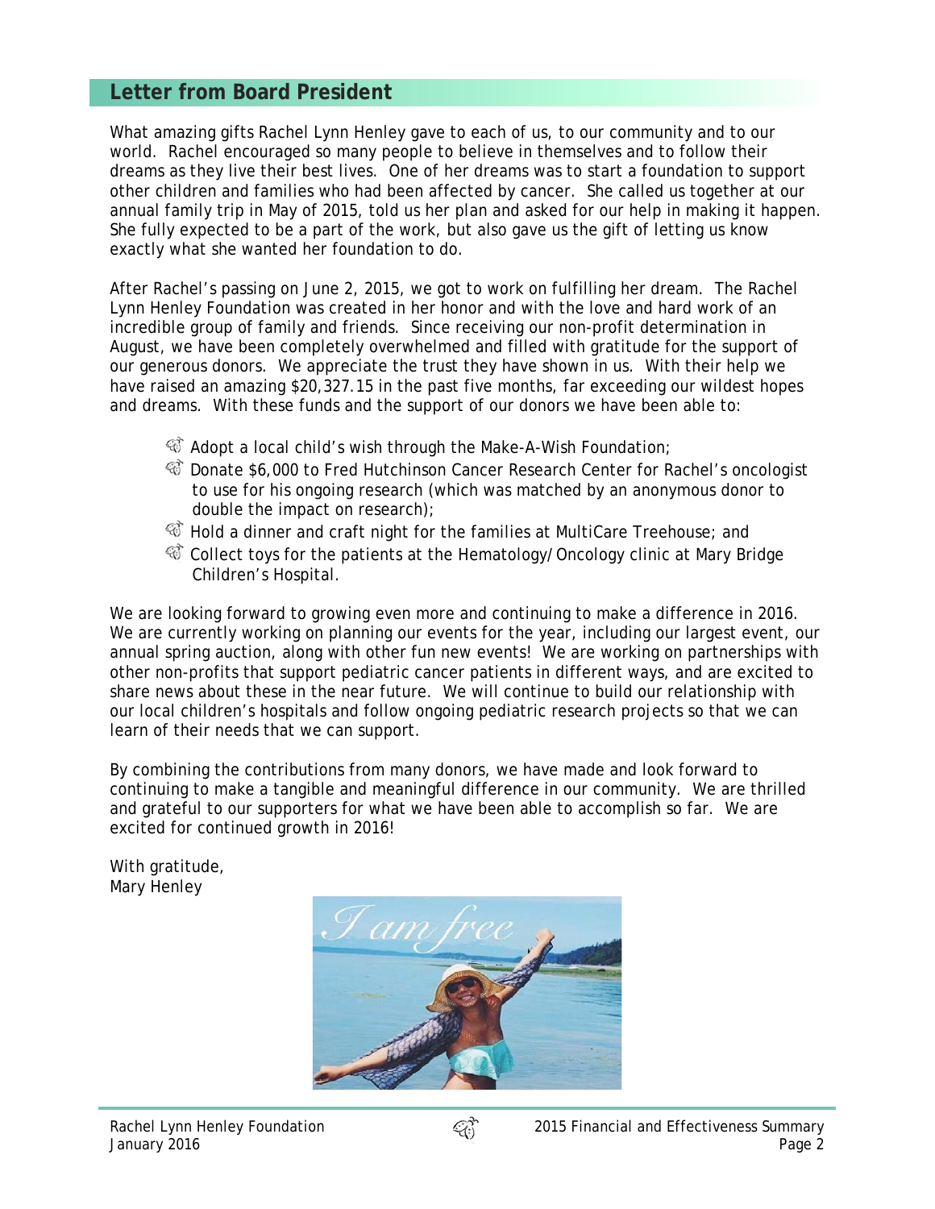## Letter from Board President

What amazing gifts Rachel Lynn Henley gave to each of us, to our community and to our world. Rachel encouraged so many people to believe in themselves and to follow their dreams as they live their best lives. One of her dreams was to start a foundation to support other children and families who had been affected by cancer. She called us together at our annual family trip in May of 2015, told us her plan and asked for our help in making it happen. She fully expected to be a part of the work, but also gave us the gift of letting us know exactly what she wanted her foundation to do.

After Rachel's passing on June 2, 2015, we got to work on fulfilling her dream. The Rachel Lynn Henley Foundation was created in her honor and with the love and hard work of an incredible group of family and friends. Since receiving our non-profit determination in August, we have been completely overwhelmed and filled with gratitude for the support of our generous donors. We appreciate the trust they have shown in us. With their help we have raised an amazing $20,327.15 in the past five months, far exceeding our wildest hopes and dreams. With these funds and the support of our donors we have been able to:

- Adopt a local child's wish through the Make-A-Wish Foundation;
- Donate $6,000 to Fred Hutchinson Cancer Research Center for Rachel's oncologist to use for his ongoing research (which was matched by an anonymous donor to double the impact on research);
- Hold a dinner and craft night for the families at MultiCare Treehouse; and
- Collect toys for the patients at the Hematology/Oncology clinic at Mary Bridge Children's Hospital.

We are looking forward to growing even more and continuing to make a difference in 2016. We are currently working on planning our events for the year, including our largest event, our annual spring auction, along with other fun new events! We are working on partnerships with other non-profits that support pediatric cancer patients in different ways, and are excited to share news about these in the near future. We will continue to build our relationship with our local children's hospitals and follow ongoing pediatric research projects so that we can learn of their needs that we can support.

By combining the contributions from many donors, we have made and look forward to continuing to make a tangible and meaningful difference in our community. We are thrilled and grateful to our supporters for what we have been able to accomplish so far. We are excited for continued growth in 2016!

With gratitude,
Mary Henley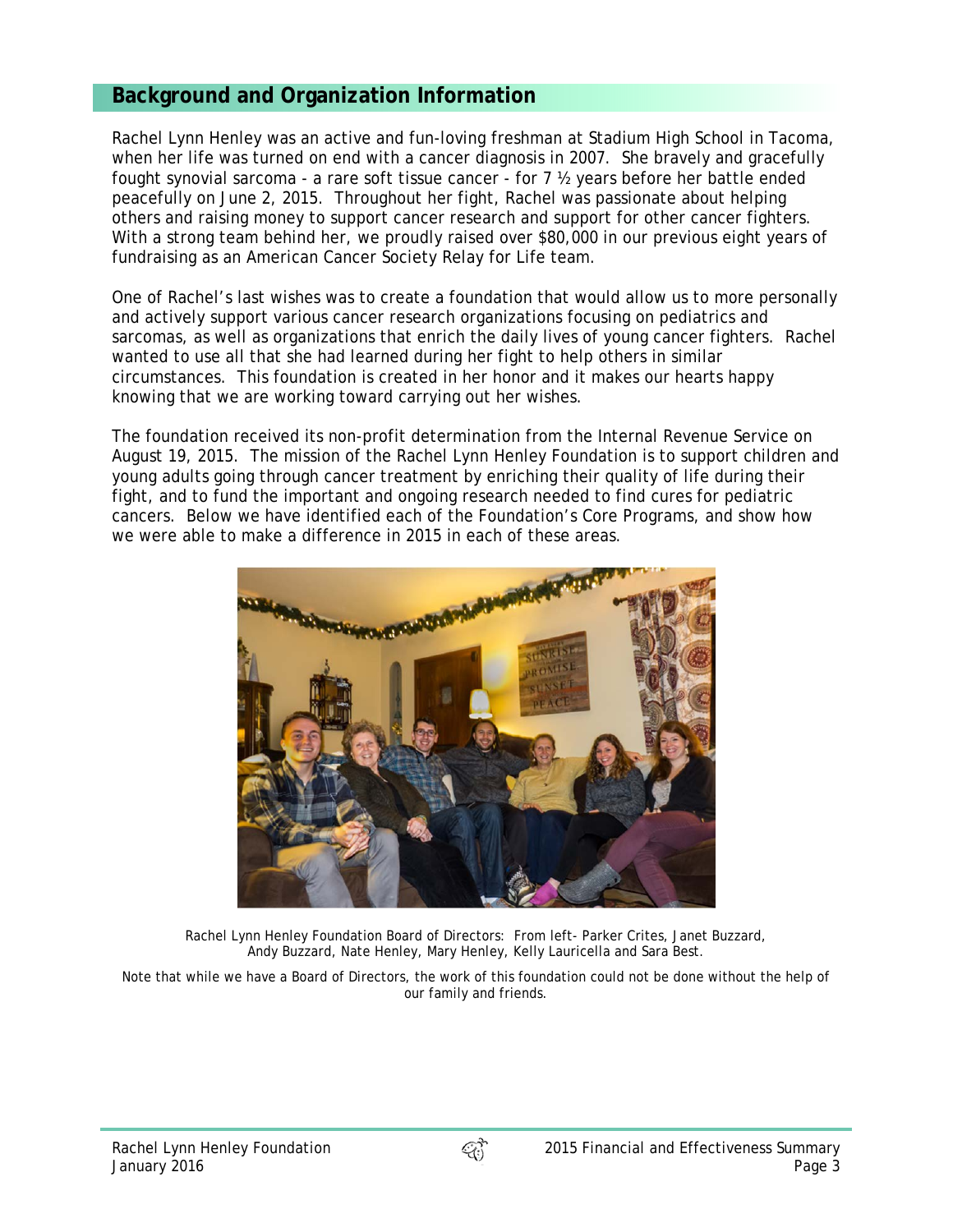## Background and Organization Information

Rachel Lynn Henley was an active and fun-loving freshman at Stadium High School in Tacoma, when her life was turned on end with a cancer diagnosis in 2007. She bravely and gracefully fought synovial sarcoma - a rare soft tissue cancer - for 7 ½ years before her battle ended peacefully on June 2, 2015. Throughout her fight, Rachel was passionate about helping others and raising money to support cancer research and support for other cancer fighters. With a strong team behind her, we proudly raised over $80,000 in our previous eight years of fundraising as an American Cancer Society Relay for Life team.

One of Rachel's last wishes was to create a foundation that would allow us to more personally and actively support various cancer research organizations focusing on pediatrics and sarcomas, as well as organizations that enrich the daily lives of young cancer fighters. Rachel wanted to use all that she had learned during her fight to help others in similar circumstances. This foundation is created in her honor and it makes our hearts happy knowing that we are working toward carrying out her wishes.

The foundation received its non-profit determination from the Internal Revenue Service on August 19, 2015. The mission of the Rachel Lynn Henley Foundation is to support children and young adults going through cancer treatment by enriching their quality of life during their fight, and to fund the important and ongoing research needed to find cures for pediatric cancers. Below we have identified each of the Foundation's Core Programs, and show how we were able to make a difference in 2015 in each of these areas.

Rachel Lynn Henley Foundation Board of Directors: From left- Parker Crites, Janet Buzzard, Andy Buzzard, Nate Henley, Mary Henley, Kelly Lauricella and Sara Best.

Note that while we have a Board of Directors, the work of this foundation could not be done without the help of our family and friends.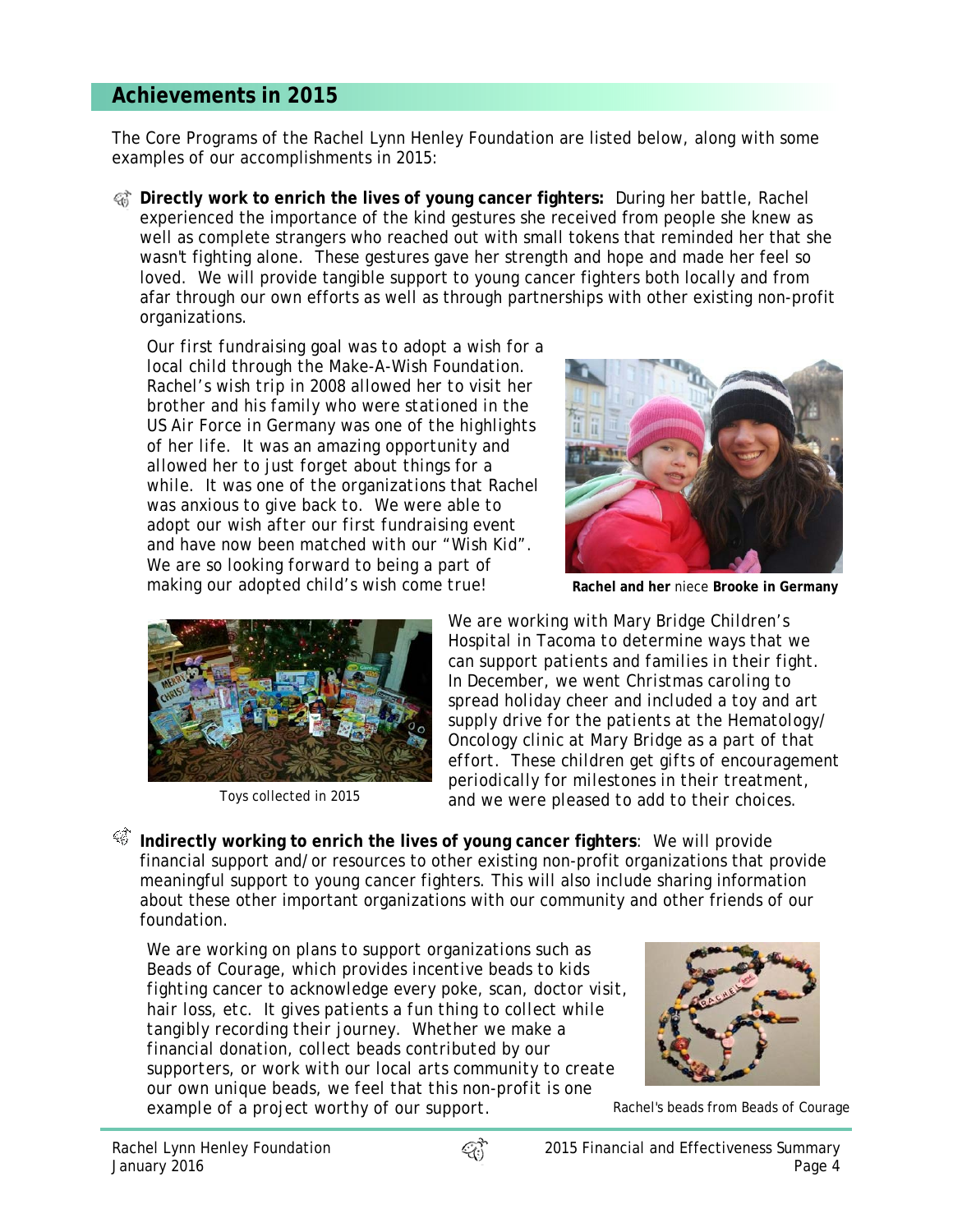## Achievements in 2015

The Core Programs of the Rachel Lynn Henley Foundation are listed below, along with some examples of our accomplishments in 2015:

- **Directly work to enrich the lives of young cancer fighters:** During her battle, Rachel experienced the importance of the kind gestures she received from people she knew as well as complete strangers who reached out with small tokens that reminded her that she wasn't fighting alone. These gestures gave her strength and hope and made her feel so loved. We will provide tangible support to young cancer fighters both locally and from afar through our own efforts as well as through partnerships with other existing non-profit organizations.

  Our first fundraising goal was to adopt a wish for a local child through the Make-A-Wish Foundation. Rachel's wish trip in 2008 allowed her to visit her brother and his family who were stationed in the US Air Force in Germany was one of the highlights of her life. It was an amazing opportunity and allowed her to just forget about things for a while. It was one of the organizations that Rachel was anxious to give back to. We were able to adopt our wish after our first fundraising event and have now been matched with our "Wish Kid". We are so looking forward to being a part of making our adopted child's wish come true!

  **Rachel and her** niece **Brooke in Germany**

  We are working with Mary Bridge Children's Hospital in Tacoma to determine ways that we can support patients and families in their fight. In December, we went Christmas caroling to spread holiday cheer and included a toy and art supply drive for the patients at the Hematology/Oncology clinic at Mary Bridge as a part of that effort. These children get gifts of encouragement periodically for milestones in their treatment, and we were pleased to add to their choices.

  Toys collected in 2015

- **Indirectly working to enrich the lives of young cancer fighters**: We will provide financial support and/or resources to other existing non-profit organizations that provide meaningful support to young cancer fighters. This will also include sharing information about these other important organizations with our community and other friends of our foundation.

  We are working on plans to support organizations such as Beads of Courage, which provides incentive beads to kids fighting cancer to acknowledge every poke, scan, doctor visit, hair loss, etc. It gives patients a fun thing to collect while tangibly recording their journey. Whether we make a financial donation, collect beads contributed by our supporters, or work with our local arts community to create our own unique beads, we feel that this non-profit is one example of a project worthy of our support.

  Rachel's beads from Beads of Courage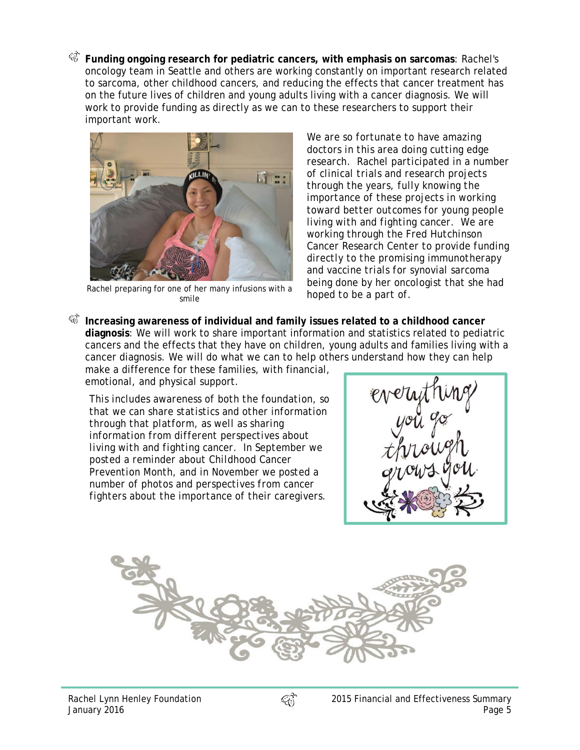- **Funding ongoing research for pediatric cancers, with emphasis on sarcomas**: Rachel's oncology team in Seattle and others are working constantly on important research related to sarcoma, other childhood cancers, and reducing the effects that cancer treatment has on the future lives of children and young adults living with a cancer diagnosis. We will work to provide funding as directly as we can to these researchers to support their important work.

Rachel preparing for one of her many infusions with a smile

We are so fortunate to have amazing doctors in this area doing cutting edge research. Rachel participated in a number of clinical trials and research projects through the years, fully knowing the importance of these projects in working toward better outcomes for young people living with and fighting cancer. We are working through the Fred Hutchinson Cancer Research Center to provide funding directly to the promising immunotherapy and vaccine trials for synovial sarcoma being done by her oncologist that she had hoped to be a part of.

- **Increasing awareness of individual and family issues related to a childhood cancer diagnosis**: We will work to share important information and statistics related to pediatric cancers and the effects that they have on children, young adults and families living with a cancer diagnosis. We will do what we can to help others understand how they can help make a difference for these families, with financial, emotional, and physical support.

This includes awareness of both the foundation, so that we can share statistics and other information through that platform, as well as sharing information from different perspectives about living with and fighting cancer. In September we posted a reminder about Childhood Cancer Prevention Month, and in November we posted a number of photos and perspectives from cancer fighters about the importance of their caregivers.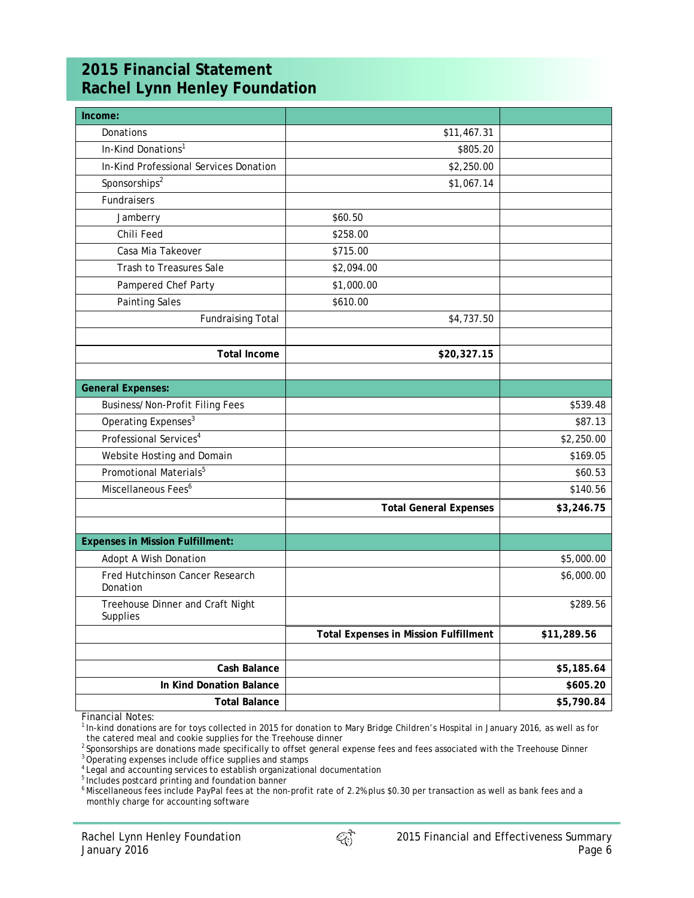# 2015 Financial Statement
# Rachel Lynn Henley Foundation

| Income: | | |
|---|---|---|
| Donations | $11,467.31 | |
| In-Kind Donations[1] | $805.20 | |
| In-Kind Professional Services Donation | $2,250.00 | |
| Sponsorships[2] | $1,067.14 | |
| Fundraisers | | |
| Jamberry | $60.50 | |
| Chili Feed | $258.00 | |
| Casa Mia Takeover | $715.00 | |
| Trash to Treasures Sale | $2,094.00 | |
| Pampered Chef Party | $1,000.00 | |
| Painting Sales | $610.00 | |
| Fundraising Total | $4,737.50 | |
| | | |
| **Total Income** | **$20,327.15** | |
| | | |
| **General Expenses:** | | |
| Business/Non-Profit Filing Fees | | $539.48 |
| Operating Expenses[3] | | $87.13 |
| Professional Services[4] | | $2,250.00 |
| Website Hosting and Domain | | $169.05 |
| Promotional Materials[5] | | $60.53 |
| Miscellaneous Fees[6] | | $140.56 |
| | **Total General Expenses** | **$3,246.75** |
| | | |
| **Expenses in Mission Fulfillment:** | | |
| Adopt A Wish Donation | | $5,000.00 |
| Fred Hutchinson Cancer Research Donation | | $6,000.00 |
| Treehouse Dinner and Craft Night Supplies | | $289.56 |
| | **Total Expenses in Mission Fulfillment** | **$11,289.56** |
| | | |
| **Cash Balance** | | **$5,185.64** |
| **In Kind Donation Balance** | | **$605.20** |
| **Total Balance** | | **$5,790.84** |

Financial Notes:

[1] In-kind donations are for toys collected in 2015 for donation to Mary Bridge Children's Hospital in January 2016, as well as for the catered meal and cookie supplies for the Treehouse dinner

[2] Sponsorships are donations made specifically to offset general expense fees and fees associated with the Treehouse Dinner

[3] Operating expenses include office supplies and stamps

[4] Legal and accounting services to establish organizational documentation

[5] Includes postcard printing and foundation banner

[6] Miscellaneous fees include PayPal fees at the non-profit rate of 2.2% plus $0.30 per transaction as well as bank fees and a monthly charge for accounting software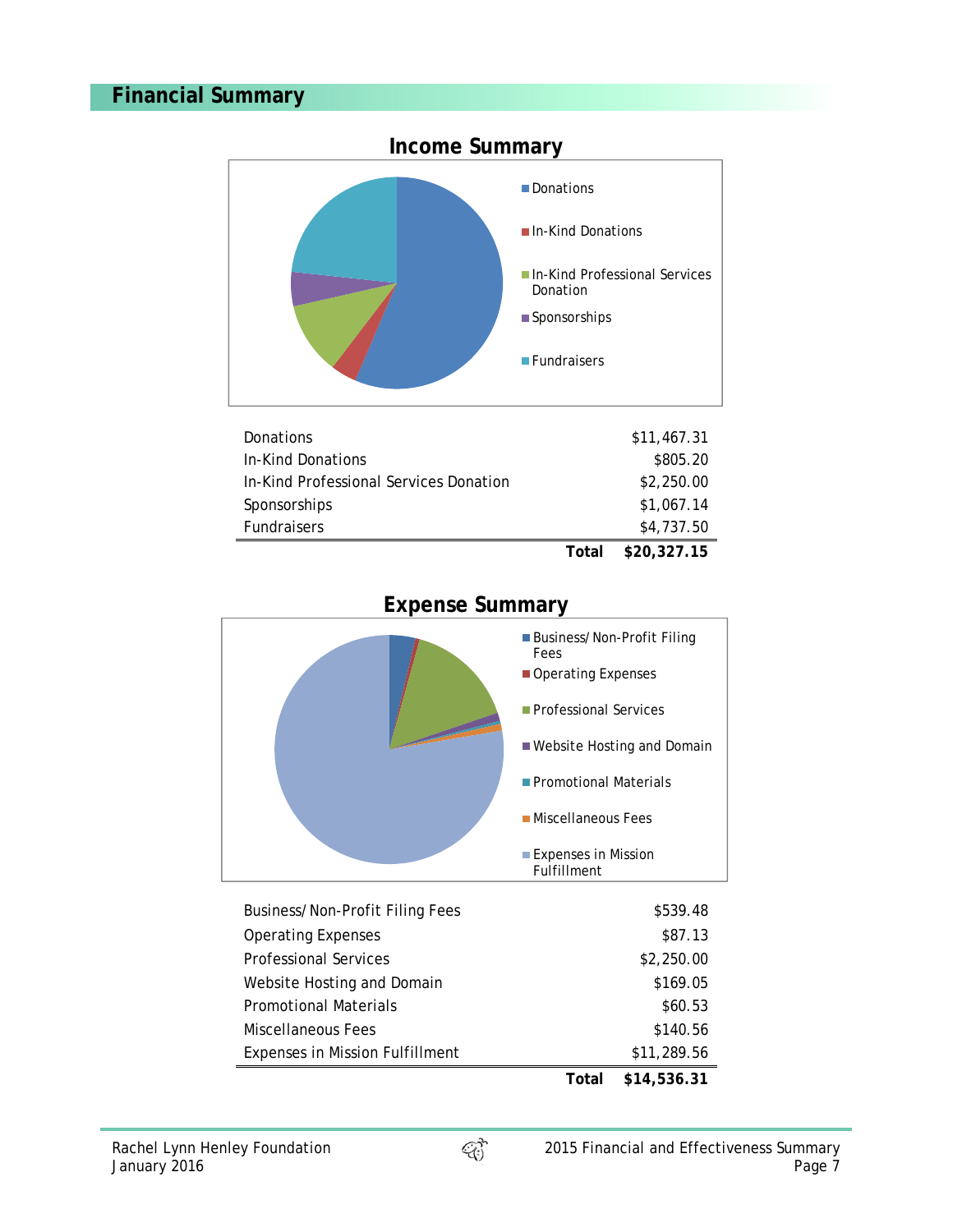## Financial Summary

### Income Summary

| | |
|---|---:|
| Donations | $11,467.31 |
| In-Kind Donations | $805.20 |
| In-Kind Professional Services Donation | $2,250.00 |
| Sponsorships | $1,067.14 |
| Fundraisers | $4,737.50 |
| **Total** | **$20,327.15** |

### Expense Summary

| | |
|---|---:|
| Business/Non-Profit Filing Fees | $539.48 |
| Operating Expenses | $87.13 |
| Professional Services | $2,250.00 |
| Website Hosting and Domain | $169.05 |
| Promotional Materials | $60.53 |
| Miscellaneous Fees | $140.56 |
| Expenses in Mission Fulfillment | $11,289.56 |
| **Total** | **$14,536.31** |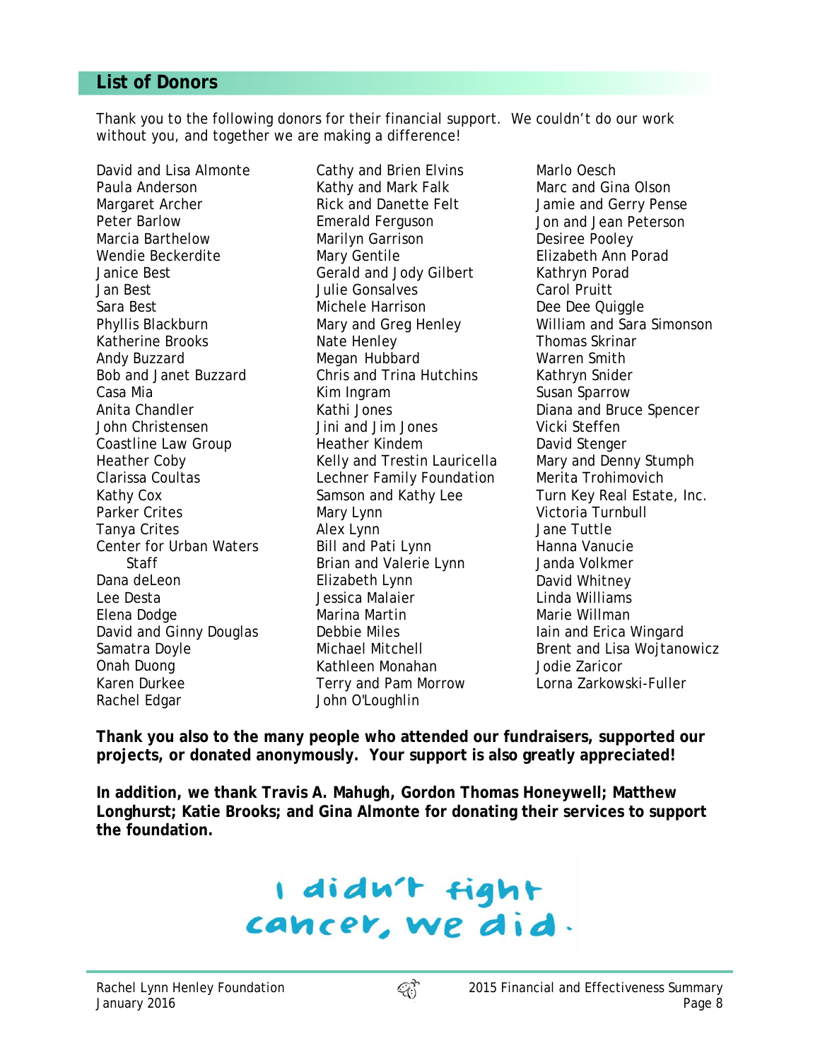## List of Donors

Thank you to the following donors for their financial support. We couldn't do our work without you, and together we are making a difference!

David and Lisa Almonte
Paula Anderson
Margaret Archer
Peter Barlow
Marcia Barthelow
Wendie Beckerdite
Janice Best
Jan Best
Sara Best
Phyllis Blackburn
Katherine Brooks
Andy Buzzard
Bob and Janet Buzzard
Casa Mia
Anita Chandler
John Christensen
Coastline Law Group
Heather Coby
Clarissa Coultas
Kathy Cox
Parker Crites
Tanya Crites
Center for Urban Waters Staff
Dana deLeon
Lee Desta
Elena Dodge
David and Ginny Douglas
Samatra Doyle
Onah Duong
Karen Durkee
Rachel Edgar
Cathy and Brien Elvins
Kathy and Mark Falk
Rick and Danette Felt
Emerald Ferguson
Marilyn Garrison
Mary Gentile
Gerald and Jody Gilbert
Julie Gonsalves
Michele Harrison
Mary and Greg Henley
Nate Henley
Megan Hubbard
Chris and Trina Hutchins
Kim Ingram
Kathi Jones
Jini and Jim Jones
Heather Kindem
Kelly and Trestin Lauricella
Lechner Family Foundation
Samson and Kathy Lee
Mary Lynn
Alex Lynn
Bill and Pati Lynn
Brian and Valerie Lynn
Elizabeth Lynn
Jessica Malaier
Marina Martin
Debbie Miles
Michael Mitchell
Kathleen Monahan
Terry and Pam Morrow
John O'Loughlin
Marlo Oesch
Marc and Gina Olson
Jamie and Gerry Pense
Jon and Jean Peterson
Desiree Pooley
Elizabeth Ann Porad
Kathryn Porad
Carol Pruitt
Dee Dee Quiggle
William and Sara Simonson
Thomas Skrinar
Warren Smith
Kathryn Snider
Susan Sparrow
Diana and Bruce Spencer
Vicki Steffen
David Stenger
Mary and Denny Stumph
Merita Trohimovich
Turn Key Real Estate, Inc.
Victoria Turnbull
Jane Tuttle
Hanna Vanucie
Janda Volkmer
David Whitney
Linda Williams
Marie Willman
Iain and Erica Wingard
Brent and Lisa Wojtanowicz
Jodie Zaricor
Lorna Zarkowski-Fuller

**Thank you also to the many people who attended our fundraisers, supported our projects, or donated anonymously. Your support is also greatly appreciated!**

**In addition, we thank Travis A. Mahugh, Gordon Thomas Honeywell; Matthew Longhurst; Katie Brooks; and Gina Almonte for donating their services to support the foundation.**

i didn't fight cancer, we did.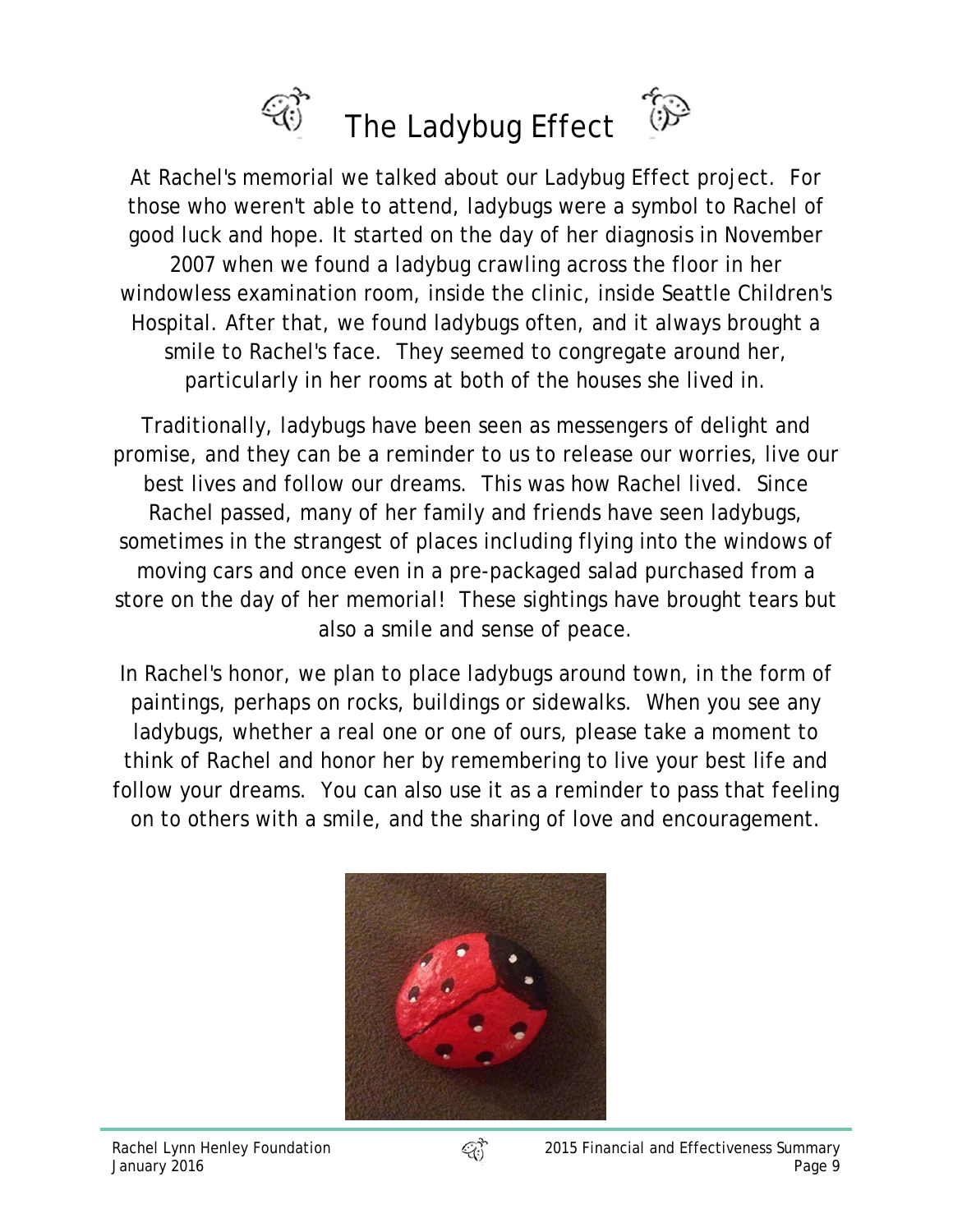# The Ladybug Effect

At Rachel's memorial we talked about our Ladybug Effect project. For those who weren't able to attend, ladybugs were a symbol to Rachel of good luck and hope. It started on the day of her diagnosis in November 2007 when we found a ladybug crawling across the floor in her windowless examination room, inside the clinic, inside Seattle Children's Hospital. After that, we found ladybugs often, and it always brought a smile to Rachel's face. They seemed to congregate around her, particularly in her rooms at both of the houses she lived in.

Traditionally, ladybugs have been seen as messengers of delight and promise, and they can be a reminder to us to release our worries, live our best lives and follow our dreams. This was how Rachel lived. Since Rachel passed, many of her family and friends have seen ladybugs, sometimes in the strangest of places including flying into the windows of moving cars and once even in a pre-packaged salad purchased from a store on the day of her memorial! These sightings have brought tears but also a smile and sense of peace.

In Rachel's honor, we plan to place ladybugs around town, in the form of paintings, perhaps on rocks, buildings or sidewalks. When you see any ladybugs, whether a real one or one of ours, please take a moment to think of Rachel and honor her by remembering to live your best life and follow your dreams. You can also use it as a reminder to pass that feeling on to others with a smile, and the sharing of love and encouragement.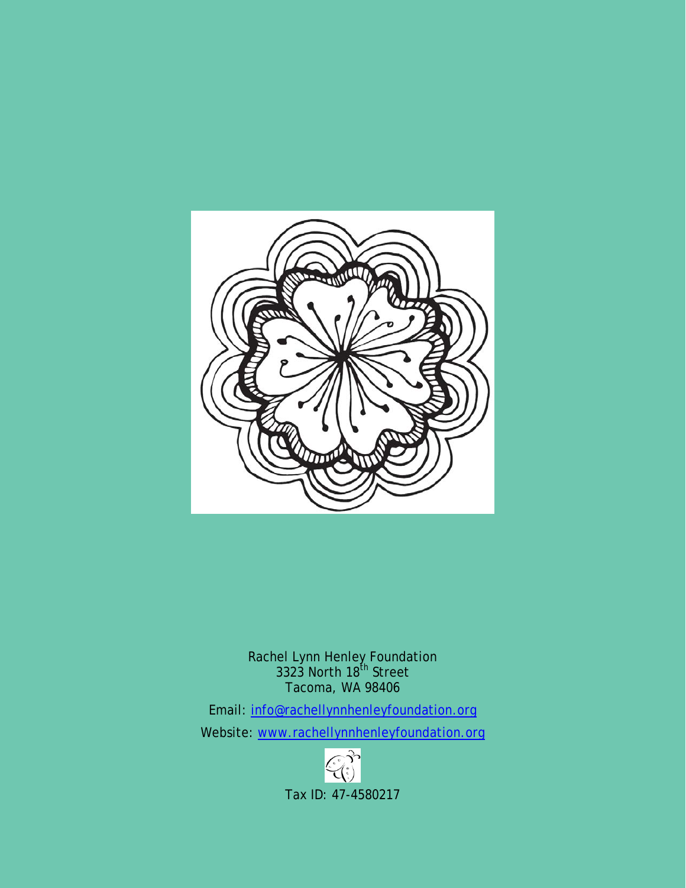Rachel Lynn Henley Foundation
3323 North 18th Street
Tacoma, WA 98406

Email: info@rachellynnhenleyfoundation.org

Website: www.rachellynnhenleyfoundation.org

Tax ID: 47-4580217